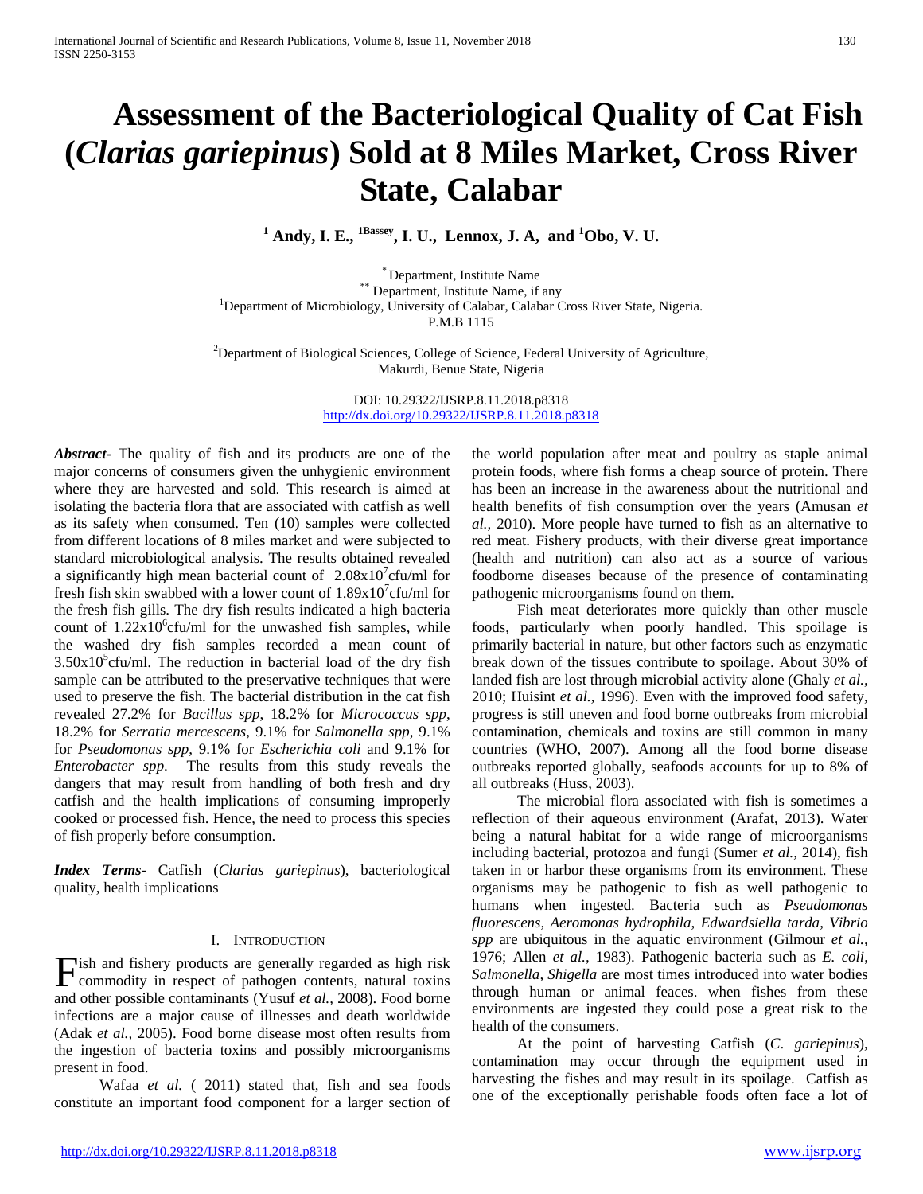# Assessment of the Bacteriological Quality of Cat Fish (*Clarias gariepinus*) Sold at 8 Miles Market, Cross River State, Calabar

**[1] Andy, I. E., [1Bassey], I. U., Lennox, J. A, and [1]Obo, V. U.**

[*] Department, Institute Name
[**] Department, Institute Name, if any
[1]Department of Microbiology, University of Calabar, Calabar Cross River State, Nigeria.
P.M.B 1115

[2]Department of Biological Sciences, College of Science, Federal University of Agriculture, Makurdi, Benue State, Nigeria

DOI: 10.29322/IJSRP.8.11.2018.p8318
http://dx.doi.org/10.29322/IJSRP.8.11.2018.p8318

***Abstract*-** The quality of fish and its products are one of the major concerns of consumers given the unhygienic environment where they are harvested and sold. This research is aimed at isolating the bacteria flora that are associated with catfish as well as its safety when consumed. Ten (10) samples were collected from different locations of 8 miles market and were subjected to standard microbiological analysis. The results obtained revealed a significantly high mean bacterial count of $2.08x10^7$cfu/ml for fresh fish skin swabbed with a lower count of $1.89x10^7$cfu/ml for the fresh fish gills. The dry fish results indicated a high bacteria count of $1.22x10^6$cfu/ml for the unwashed fish samples, while the washed dry fish samples recorded a mean count of $3.50x10^5$cfu/ml. The reduction in bacterial load of the dry fish sample can be attributed to the preservative techniques that were used to preserve the fish. The bacterial distribution in the cat fish revealed 27.2% for *Bacillus spp*, 18.2% for *Micrococcus spp*, 18.2% for *Serratia mercescens*, 9.1% for *Salmonella spp*, 9.1% for *Pseudomonas spp*, 9.1% for *Escherichia coli* and 9.1% for *Enterobacter spp.* The results from this study reveals the dangers that may result from handling of both fresh and dry catfish and the health implications of consuming improperly cooked or processed fish. Hence, the need to process this species of fish properly before consumption.

***Index Terms*-** Catfish (*Clarias gariepinus*), bacteriological quality, health implications

## I. Introduction

Fish and fishery products are generally regarded as high risk commodity in respect of pathogen contents, natural toxins and other possible contaminants (Yusuf *et al.,* 2008). Food borne infections are a major cause of illnesses and death worldwide (Adak *et al.,* 2005). Food borne disease most often results from the ingestion of bacteria toxins and possibly microorganisms present in food.

Wafaa *et al.* ( 2011) stated that, fish and sea foods constitute an important food component for a larger section of the world population after meat and poultry as staple animal protein foods, where fish forms a cheap source of protein. There has been an increase in the awareness about the nutritional and health benefits of fish consumption over the years (Amusan *et al.,* 2010). More people have turned to fish as an alternative to red meat. Fishery products, with their diverse great importance (health and nutrition) can also act as a source of various foodborne diseases because of the presence of contaminating pathogenic microorganisms found on them.

Fish meat deteriorates more quickly than other muscle foods, particularly when poorly handled. This spoilage is primarily bacterial in nature, but other factors such as enzymatic break down of the tissues contribute to spoilage. About 30% of landed fish are lost through microbial activity alone (Ghaly *et al.,* 2010; Huisint *et al.,* 1996). Even with the improved food safety, progress is still uneven and food borne outbreaks from microbial contamination, chemicals and toxins are still common in many countries (WHO, 2007). Among all the food borne disease outbreaks reported globally, seafoods accounts for up to 8% of all outbreaks (Huss, 2003).

The microbial flora associated with fish is sometimes a reflection of their aqueous environment (Arafat, 2013). Water being a natural habitat for a wide range of microorganisms including bacterial, protozoa and fungi (Sumer *et al.,* 2014), fish taken in or harbor these organisms from its environment. These organisms may be pathogenic to fish as well pathogenic to humans when ingested. Bacteria such as *Pseudomonas fluorescens, Aeromonas hydrophila, Edwardsiella tarda, Vibrio spp* are ubiquitous in the aquatic environment (Gilmour *et al.,* 1976; Allen *et al.,* 1983). Pathogenic bacteria such as *E. coli, Salmonella, Shigella* are most times introduced into water bodies through human or animal feaces. when fishes from these environments are ingested they could pose a great risk to the health of the consumers.

At the point of harvesting Catfish (*C. gariepinus*), contamination may occur through the equipment used in harvesting the fishes and may result in its spoilage. Catfish as one of the exceptionally perishable foods often face a lot of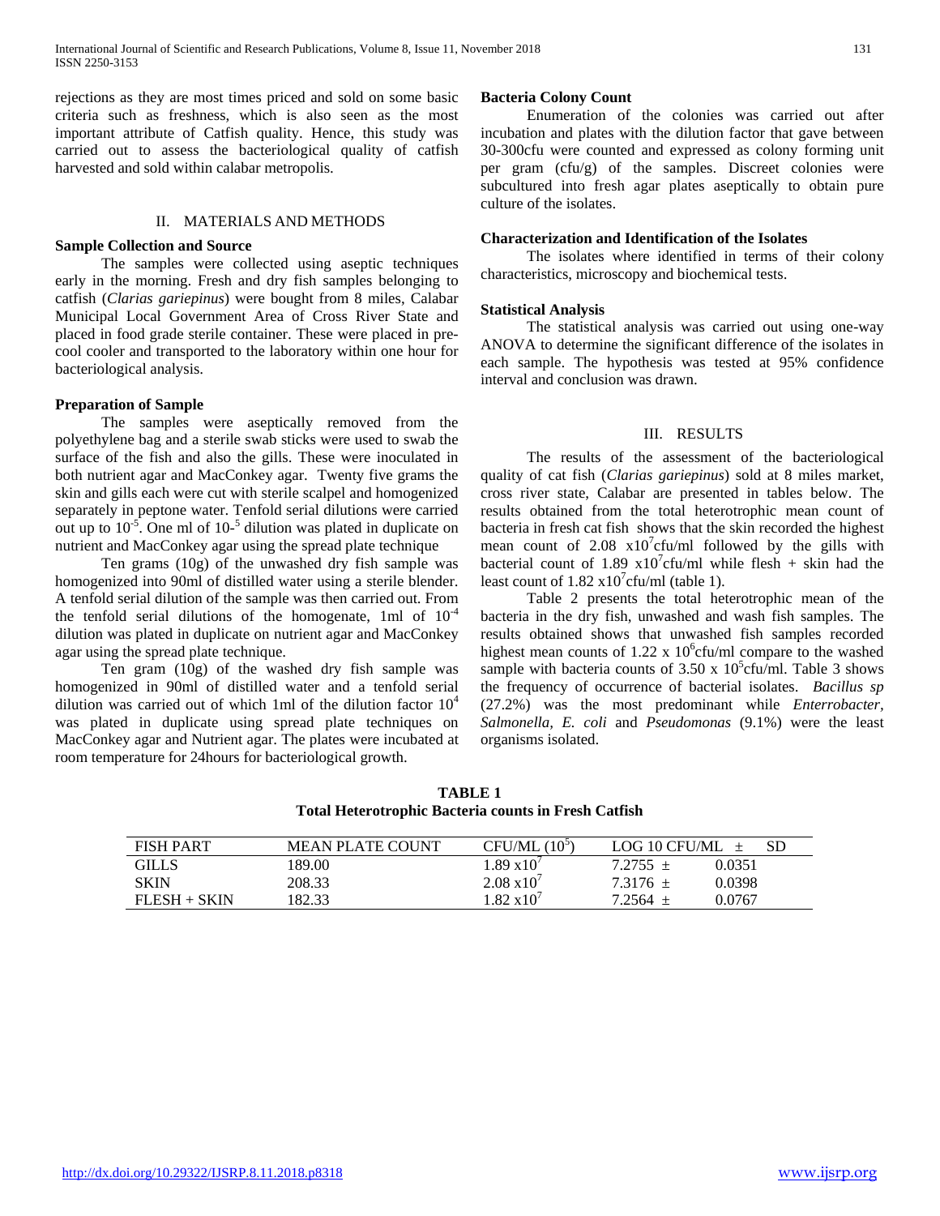rejections as they are most times priced and sold on some basic criteria such as freshness, which is also seen as the most important attribute of Catfish quality. Hence, this study was carried out to assess the bacteriological quality of catfish harvested and sold within calabar metropolis.

## II. MATERIALS AND METHODS

### Sample Collection and Source

The samples were collected using aseptic techniques early in the morning. Fresh and dry fish samples belonging to catfish (*Clarias gariepinus*) were bought from 8 miles, Calabar Municipal Local Government Area of Cross River State and placed in food grade sterile container. These were placed in pre-cool cooler and transported to the laboratory within one hour for bacteriological analysis.

### Preparation of Sample

The samples were aseptically removed from the polyethylene bag and a sterile swab sticks were used to swab the surface of the fish and also the gills. These were inoculated in both nutrient agar and MacConkey agar. Twenty five grams the skin and gills each were cut with sterile scalpel and homogenized separately in peptone water. Tenfold serial dilutions were carried out up to $10^{-5}$. One ml of 10-$^{5}$ dilution was plated in duplicate on nutrient and MacConkey agar using the spread plate technique

Ten grams (10g) of the unwashed dry fish sample was homogenized into 90ml of distilled water using a sterile blender. A tenfold serial dilution of the sample was then carried out. From the tenfold serial dilutions of the homogenate, 1ml of $10^{-4}$ dilution was plated in duplicate on nutrient agar and MacConkey agar using the spread plate technique.

Ten gram (10g) of the washed dry fish sample was homogenized in 90ml of distilled water and a tenfold serial dilution was carried out of which 1ml of the dilution factor $10^{4}$ was plated in duplicate using spread plate techniques on MacConkey agar and Nutrient agar. The plates were incubated at room temperature for 24hours for bacteriological growth.

### Bacteria Colony Count

Enumeration of the colonies was carried out after incubation and plates with the dilution factor that gave between 30-300cfu were counted and expressed as colony forming unit per gram (cfu/g) of the samples. Discreet colonies were subcultured into fresh agar plates aseptically to obtain pure culture of the isolates.

### Characterization and Identification of the Isolates

The isolates where identified in terms of their colony characteristics, microscopy and biochemical tests.

### Statistical Analysis

The statistical analysis was carried out using one-way ANOVA to determine the significant difference of the isolates in each sample. The hypothesis was tested at 95% confidence interval and conclusion was drawn.

## III. RESULTS

The results of the assessment of the bacteriological quality of cat fish (*Clarias gariepinus*) sold at 8 miles market, cross river state, Calabar are presented in tables below. The results obtained from the total heterotrophic mean count of bacteria in fresh cat fish shows that the skin recorded the highest mean count of 2.08 x$10^{7}$cfu/ml followed by the gills with bacterial count of 1.89 x$10^{7}$cfu/ml while flesh + skin had the least count of 1.82 x$10^{7}$cfu/ml (table 1).

Table 2 presents the total heterotrophic mean of the bacteria in the dry fish, unwashed and wash fish samples. The results obtained shows that unwashed fish samples recorded highest mean counts of 1.22 x $10^{6}$cfu/ml compare to the washed sample with bacteria counts of 3.50 x $10^{5}$cfu/ml. Table 3 shows the frequency of occurrence of bacterial isolates. *Bacillus sp* (27.2%) was the most predominant while *Enterrobacter, Salmonella, E. coli* and *Pseudomonas* (9.1%) were the least organisms isolated.

**TABLE 1**
**Total Heterotrophic Bacteria counts in Fresh Catfish**

| FISH PART | MEAN PLATE COUNT | CFU/ML ($10^{5}$) | LOG 10 CFU/ML ± SD |
|---|---|---|---|
| GILLS | 189.00 | 1.89 x$10^{7}$ | 7.2755 ± 0.0351 |
| SKIN | 208.33 | 2.08 x$10^{7}$ | 7.3176 ± 0.0398 |
| FLESH + SKIN | 182.33 | 1.82 x$10^{7}$ | 7.2564 ± 0.0767 |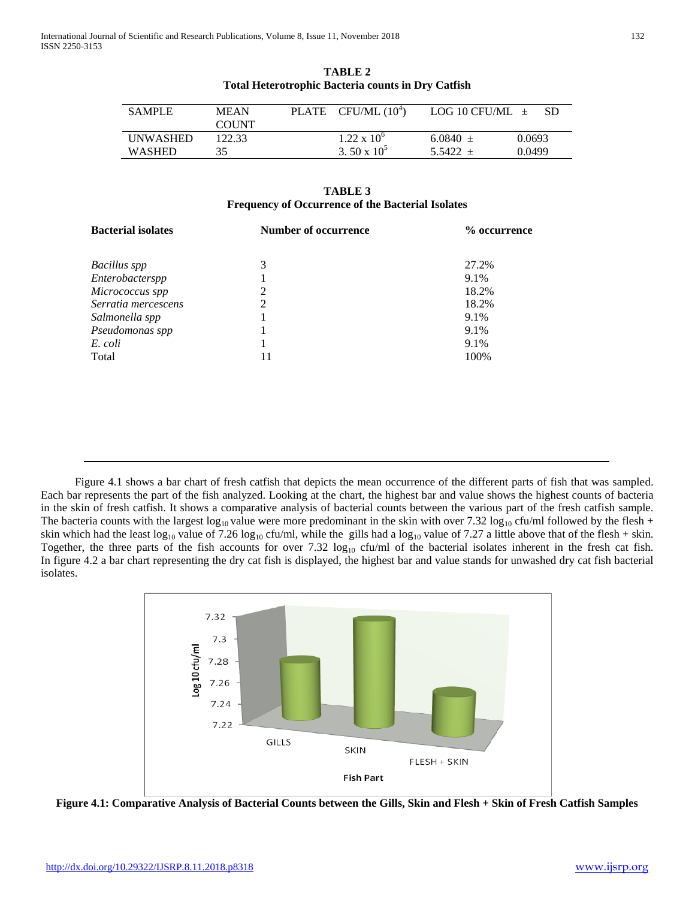**TABLE 2**
**Total Heterotrophic Bacteria counts in Dry Catfish**

| SAMPLE | MEAN PLATE COUNT | CFU/ML ($10^4$) | LOG 10 CFU/ML ± | SD |
|---|---|---|---|---|
| UNWASHED | 122.33 | $1.22 \times 10^6$ | 6.0840 ± | 0.0693 |
| WASHED | 35 | $3.50 \times 10^5$ | 5.5422 ± | 0.0499 |

**TABLE 3**
**Frequency of Occurrence of the Bacterial Isolates**

| **Bacterial isolates** | **Number of occurrence** | **% occurrence** |
|---|---|---|
| *Bacillus spp* | 3 | 27.2% |
| *Enterobacterspp* | 1 | 9.1% |
| *Micrococcus spp* | 2 | 18.2% |
| *Serratia mercescens* | 2 | 18.2% |
| *Salmonella spp* | 1 | 9.1% |
| *Pseudomonas spp* | 1 | 9.1% |
| *E. coli* | 1 | 9.1% |
| Total | 11 | 100% |

Figure 4.1 shows a bar chart of fresh catfish that depicts the mean occurrence of the different parts of fish that was sampled. Each bar represents the part of the fish analyzed. Looking at the chart, the highest bar and value shows the highest counts of bacteria in the skin of fresh catfish. It shows a comparative analysis of bacterial counts between the various part of the fresh catfish sample. The bacteria counts with the largest $\log_{10}$ value were more predominant in the skin with over 7.32 $\log_{10}$ cfu/ml followed by the flesh + skin which had the least $\log_{10}$ value of 7.26 $\log_{10}$ cfu/ml, while the gills had a $\log_{10}$ value of 7.27 a little above that of the flesh + skin. Together, the three parts of the fish accounts for over 7.32 $\log_{10}$ cfu/ml of the bacterial isolates inherent in the fresh cat fish. In figure 4.2 a bar chart representing the dry cat fish is displayed, the highest bar and value stands for unwashed dry cat fish bacterial isolates.

**Figure 4.1: Comparative Analysis of Bacterial Counts between the Gills, Skin and Flesh + Skin of Fresh Catfish Samples**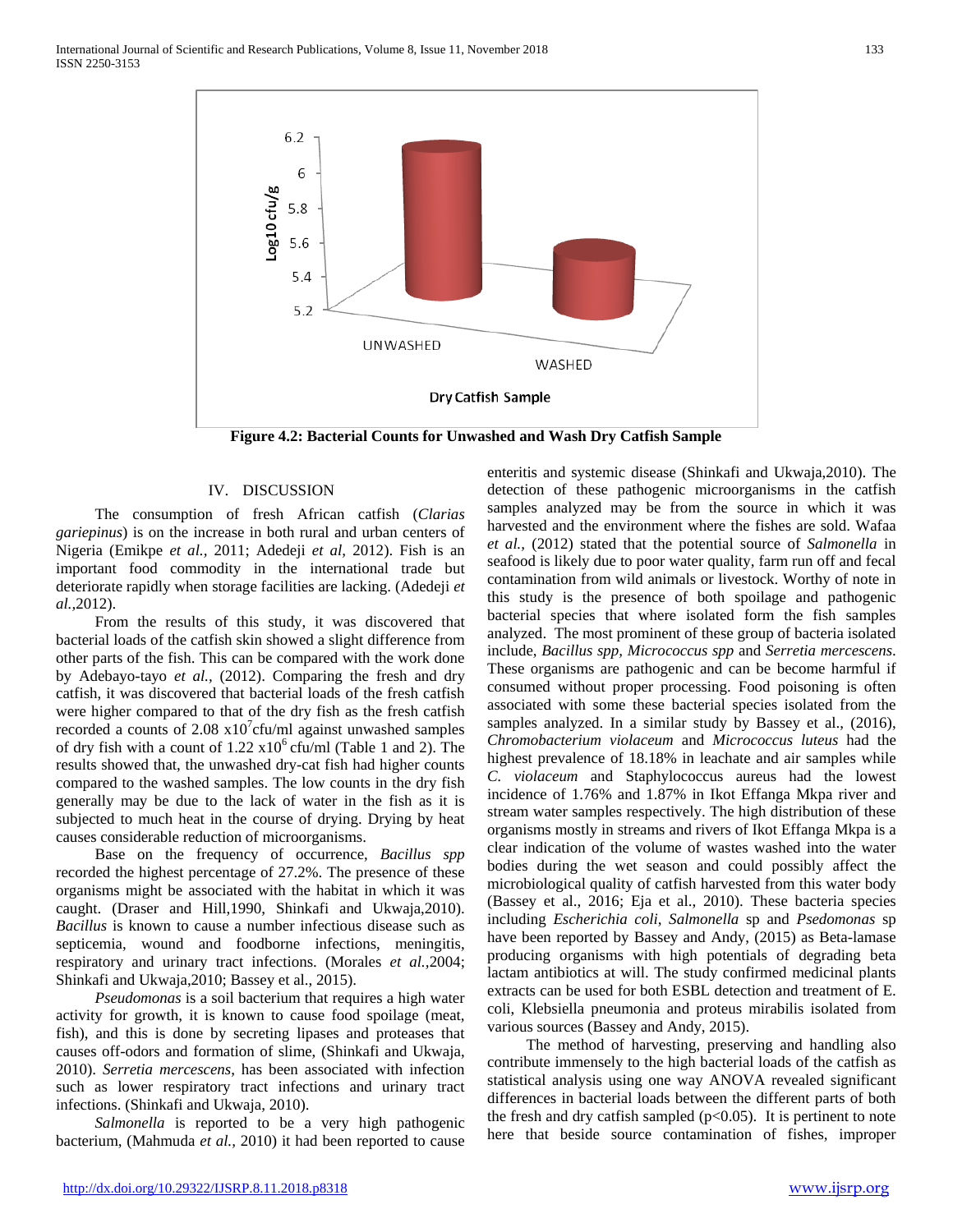Figure 4.2: Bacterial Counts for Unwashed and Wash Dry Catfish Sample

## IV. DISCUSSION

The consumption of fresh African catfish (*Clarias gariepinus*) is on the increase in both rural and urban centers of Nigeria (Emikpe *et al.,* 2011; Adedeji *et al,* 2012). Fish is an important food commodity in the international trade but deteriorate rapidly when storage facilities are lacking. (Adedeji *et al.,*2012).

From the results of this study, it was discovered that bacterial loads of the catfish skin showed a slight difference from other parts of the fish. This can be compared with the work done by Adebayo-tayo *et al.,* (2012). Comparing the fresh and dry catfish, it was discovered that bacterial loads of the fresh catfish were higher compared to that of the dry fish as the fresh catfish recorded a counts of 2.08 $x10^7$cfu/ml against unwashed samples of dry fish with a count of 1.22 $x10^6$ cfu/ml (Table 1 and 2). The results showed that, the unwashed dry-cat fish had higher counts compared to the washed samples. The low counts in the dry fish generally may be due to the lack of water in the fish as it is subjected to much heat in the course of drying. Drying by heat causes considerable reduction of microorganisms.

Base on the frequency of occurrence, *Bacillus spp* recorded the highest percentage of 27.2%. The presence of these organisms might be associated with the habitat in which it was caught. (Draser and Hill,1990, Shinkafi and Ukwaja,2010). *Bacillus* is known to cause a number infectious disease such as septicemia, wound and foodborne infections, meningitis, respiratory and urinary tract infections. (Morales *et al.,*2004; Shinkafi and Ukwaja,2010; Bassey et al., 2015).

*Pseudomonas* is a soil bacterium that requires a high water activity for growth, it is known to cause food spoilage (meat, fish), and this is done by secreting lipases and proteases that causes off-odors and formation of slime, (Shinkafi and Ukwaja, 2010). *Serretia mercescens*, has been associated with infection such as lower respiratory tract infections and urinary tract infections. (Shinkafi and Ukwaja, 2010).

*Salmonella* is reported to be a very high pathogenic bacterium, (Mahmuda *et al.,* 2010) it had been reported to cause enteritis and systemic disease (Shinkafi and Ukwaja,2010). The detection of these pathogenic microorganisms in the catfish samples analyzed may be from the source in which it was harvested and the environment where the fishes are sold. Wafaa *et al.,* (2012) stated that the potential source of *Salmonella* in seafood is likely due to poor water quality, farm run off and fecal contamination from wild animals or livestock. Worthy of note in this study is the presence of both spoilage and pathogenic bacterial species that where isolated form the fish samples analyzed. The most prominent of these group of bacteria isolated include, *Bacillus spp, Micrococcus spp* and *Serretia mercescens*. These organisms are pathogenic and can be become harmful if consumed without proper processing. Food poisoning is often associated with some these bacterial species isolated from the samples analyzed. In a similar study by Bassey et al., (2016), *Chromobacterium violaceum* and *Micrococcus luteus* had the highest prevalence of 18.18% in leachate and air samples while *C. violaceum* and Staphylococcus aureus had the lowest incidence of 1.76% and 1.87% in Ikot Effanga Mkpa river and stream water samples respectively. The high distribution of these organisms mostly in streams and rivers of Ikot Effanga Mkpa is a clear indication of the volume of wastes washed into the water bodies during the wet season and could possibly affect the microbiological quality of catfish harvested from this water body (Bassey et al., 2016; Eja et al., 2010). These bacteria species including *Escherichia coli*, *Salmonella* sp and *Psedomonas* sp have been reported by Bassey and Andy, (2015) as Beta-lamase producing organisms with high potentials of degrading beta lactam antibiotics at will. The study confirmed medicinal plants extracts can be used for both ESBL detection and treatment of E. coli, Klebsiella pneumonia and proteus mirabilis isolated from various sources (Bassey and Andy, 2015).

The method of harvesting, preserving and handling also contribute immensely to the high bacterial loads of the catfish as statistical analysis using one way ANOVA revealed significant differences in bacterial loads between the different parts of both the fresh and dry catfish sampled ($p<0.05$). It is pertinent to note here that beside source contamination of fishes, improper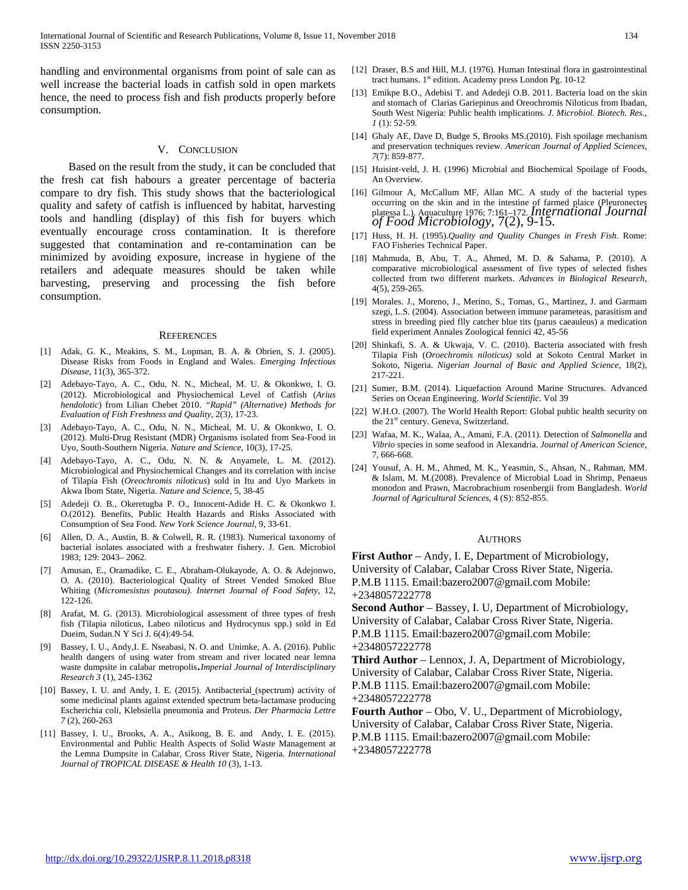handling and environmental organisms from point of sale can as well increase the bacterial loads in catfish sold in open markets hence, the need to process fish and fish products properly before consumption.

## V. Conclusion

Based on the result from the study, it can be concluded that the fresh cat fish habours a greater percentage of bacteria compare to dry fish. This study shows that the bacteriological quality and safety of catfish is influenced by habitat, harvesting tools and handling (display) of this fish for buyers which eventually encourage cross contamination. It is therefore suggested that contamination and re-contamination can be minimized by avoiding exposure, increase in hygiene of the retailers and adequate measures should be taken while harvesting, preserving and processing the fish before consumption.

## References

[1] Adak, G. K., Meakins, S. M., Lopman, B. A. & Obrien, S. J. (2005). Disease Risks from Foods in England and Wales. *Emerging Infectious Disease,* 11(3), 365-372.

[2] Adebayo-Tayo, A. C., Odu, N. N., Micheal, M. U. & Okonkwo, I. O. (2012). Microbiological and Physiochemical Level of Catfish (*Arius hendolotic*) from Lilian Chebet 2010. *"Rapid" (Alternative) Methods for Evaluation of Fish Freshness and Quality,* 2(3*),* 17-23.

[3] Adebayo-Tayo, A. C., Odu, N. N., Micheal, M. U. & Okonkwo, I. O. (2012). Multi-Drug Resistant (MDR) Organisms isolated from Sea-Food in Uyo, South-Southern Nigeria. *Nature and Science,* 10(3), 17-25.

[4] Adebayo-Tayo, A. C., Odu, N. N. & Anyamele, L. M. (2012). Microbiological and Physiochemical Changes and its correlation with incise of Tilapia Fish (*Oreochromis niloticus*) sold in Itu and Uyo Markets in Akwa Ibom State, Nigeria. *Nature and Science,* 5, 38-45

[5] Adedeji O. B., Okeretugba P. O., Innocent-Adide H. C. & Okonkwo I. O.(2012). Benefits, Public Health Hazards and Risks Associated with Consumption of Sea Food. *New York Science Journal,* 9, 33-61.

[6] Allen, D. A., Austin, B. & Colwell, R. R. (1983). Numerical taxonomy of bacterial isolates associated with a freshwater fishery. J. Gen. Microbiol 1983; 129: 2043– 2062.

[7] Amusan, E., Oramadike, C. E., Abraham-Olukayode, A. O. & Adejonwo, O. A. (2010). Bacteriological Quality of Street Vended Smoked Blue Whiting (*Micromesistus poutasou). Internet Journal of Food Safety*, 12, 122-126.

[8] Arafat, M. G. (2013). Microbiological assessment of three types of fresh fish (Tilapia niloticus, Labeo niloticus and Hydrocynus spp.) sold in Ed Dueim, Sudan.N Y Sci J. 6(4):49-54.

[9] Bassey, I. U., Andy,I. E. Nseabasi, N. O. and Unimke, A. A. (2016). Public health dangers of using water from stream and river located near lemna waste dumpsite in calabar metropolis**.***Imperial Journal of Interdisciplinary Research 3* (1), 245-1362

[10] Bassey, I. U. and Andy, I. E. (2015). Antibacterial (spectrum) activity of some medicinal plants against extended spectrum beta-lactamase producing Escherichia coli, Klebsiella pneumonia and Proteus. *Der Pharmacia Lettre 7* (2), 260-263

[11] Bassey, I. U., Brooks, A. A., Asikong, B. E. and Andy, I. E. (2015). Environmental and Public Health Aspects of Solid Waste Management at the Lemna Dumpsite in Calabar, Cross River State, Nigeria. *International Journal of TROPICAL DISEASE & Health 10* (3), 1-13.

[12] Draser, B.S and Hill, M.J. (1976). Human Intestinal flora in gastrointestinal tract humans. 1st edition. Academy press London Pg. 10-12

[13] Emikpe B.O., Adebisi T. and Adedeji O.B. 2011. Bacteria load on the skin and stomach of Clarias Gariepinus and Oreochromis Niloticus from Ibadan, South West Nigeria: Public health implications*. J. Microbiol. Biotech. Res., 1* (1): 52-59.

[14] Ghaly AE, Dave D, Budge S, Brooks MS.(2010). Fish spoilage mechanism and preservation techniques review. *American Journal of Applied Sciences*, *7*(7): 859-877.

[15] Huisint-veld, J. H. (1996) Microbial and Biochemical Spoilage of Foods, An Overview.

[16] Gilmour A, McCallum MF, Allan MC. A study of the bacterial types occurring on the skin and in the intestine of farmed plaice (Pleuronectes platessa L.). Aquaculture 1976; 7:161–172. *International Journal of Food Microbiology*, 7(2), 9-15.

[17] Huss, H. H. (1995).*Quality and Quality Changes in Fresh Fish*. Rome: FAO Fisheries Technical Paper.

[18] Mahmuda, B, Abu, T. A., Ahmed, M. D. & Sahama, P. (2010). A comparative microbiological assessment of five types of selected fishes collected from two different markets. *Advances in Biological Research*, 4(5), 259-265.

[19] Morales. J., Moreno, J., Merino, S., Tomas, G., Martinez, J. and Garmam szegi, L.S. (2004). Association between immune parameteas, parasitism and stress in breeding pied flly catcher blue tits (parus caeauleus) a medication field experiment Annales Zoological fennici 42, 45-56

[20] Shinkafi, S. A. & Ukwaja, V. C. (2010). Bacteria associated with fresh Tilapia Fish (*Oroechromis niloticus)* sold at Sokoto Central Market in Sokoto, Nigeria. *Nigerian Journal of Basic and Applied Science*, 18(2), 217-221.

[21] Sumer, B.M. (2014). Liquefaction Around Marine Structures. Advanced Series on Ocean Engineering. *World Scientific*. Vol 39

[22] W.H.O. (2007). The World Health Report: Global public health security on the 21st century. Geneva, Switzerland.

[23] Wafaa, M. K., Walaa, A., Amani, F.A. (2011). Detection of *Salmonella* and *Vibrio* species in some seafood in Alexandria. *Journal of American Science*, 7, 666-668.

[24] Yousuf, A. H. M., Ahmed, M. K., Yeasmin, S., Ahsan, N., Rahman, MM. & Islam, M. M.(2008). Prevalence of Microbial Load in Shrimp, Penaeus monodon and Prawn, Macrobrachium rosenbergii from Bangladesh. *World Journal of Agricultural Sciences*, 4 (S): 852-855.

## Authors

**First Author** – Andy, I. E, Department of Microbiology, University of Calabar, Calabar Cross River State, Nigeria. P.M.B 1115. Email:bazero2007@gmail.com Mobile: +2348057222778

**Second Author** – Bassey, I. U, Department of Microbiology, University of Calabar, Calabar Cross River State, Nigeria. P.M.B 1115. Email:bazero2007@gmail.com Mobile: +2348057222778

**Third Author** – Lennox, J. A, Department of Microbiology, University of Calabar, Calabar Cross River State, Nigeria. P.M.B 1115. Email:bazero2007@gmail.com Mobile: +2348057222778

**Fourth Author** – Obo, V. U., Department of Microbiology, University of Calabar, Calabar Cross River State, Nigeria. P.M.B 1115. Email:bazero2007@gmail.com Mobile: +2348057222778